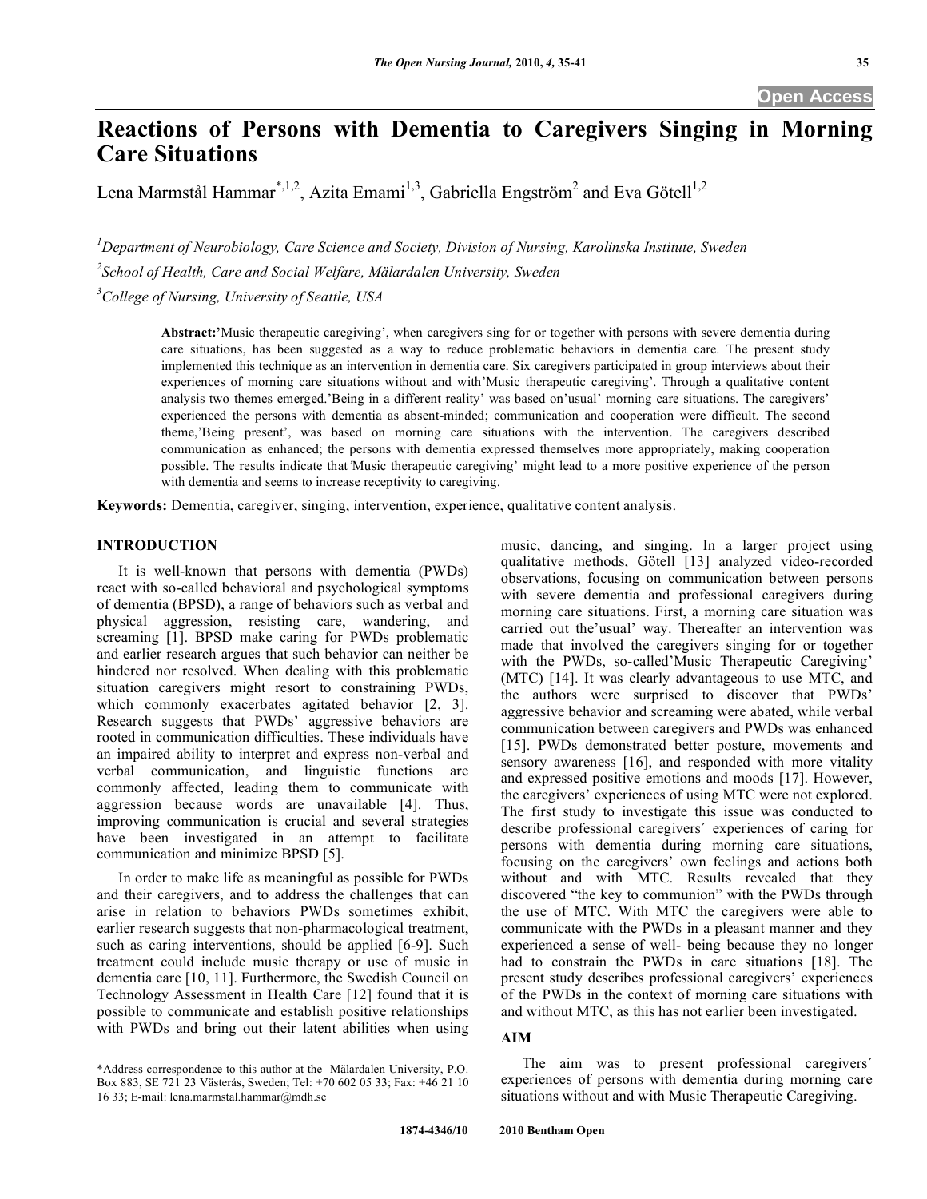# Reactions of Persons with Dementia to Caregivers Singing in Morning Care Situations

Lena Marmstål Hammar[*,1,2], Azita Emami[1,3], Gabriella Engström[2] and Eva Götell[1,2]

[1]Department of Neurobiology, Care Science and Society, Division of Nursing, Karolinska Institute, Sweden

[2]School of Health, Care and Social Welfare, Mälardalen University, Sweden

[3]College of Nursing, University of Seattle, USA

**Abstract:**'Music therapeutic caregiving', when caregivers sing for or together with persons with severe dementia during care situations, has been suggested as a way to reduce problematic behaviors in dementia care. The present study implemented this technique as an intervention in dementia care. Six caregivers participated in group interviews about their experiences of morning care situations without and with'Music therapeutic caregiving'. Through a qualitative content analysis two themes emerged.'Being in a different reality' was based on'usual' morning care situations. The caregivers' experienced the persons with dementia as absent-minded; communication and cooperation were difficult. The second theme,'Being present', was based on morning care situations with the intervention. The caregivers described communication as enhanced; the persons with dementia expressed themselves more appropriately, making cooperation possible. The results indicate that'Music therapeutic caregiving' might lead to a more positive experience of the person with dementia and seems to increase receptivity to caregiving.

**Keywords:** Dementia, caregiver, singing, intervention, experience, qualitative content analysis.

## INTRODUCTION

It is well-known that persons with dementia (PWDs) react with so-called behavioral and psychological symptoms of dementia (BPSD), a range of behaviors such as verbal and physical aggression, resisting care, wandering, and screaming [1]. BPSD make caring for PWDs problematic and earlier research argues that such behavior can neither be hindered nor resolved. When dealing with this problematic situation caregivers might resort to constraining PWDs, which commonly exacerbates agitated behavior [2, 3]. Research suggests that PWDs' aggressive behaviors are rooted in communication difficulties. These individuals have an impaired ability to interpret and express non-verbal and verbal communication, and linguistic functions are commonly affected, leading them to communicate with aggression because words are unavailable [4]. Thus, improving communication is crucial and several strategies have been investigated in an attempt to facilitate communication and minimize BPSD [5].

In order to make life as meaningful as possible for PWDs and their caregivers, and to address the challenges that can arise in relation to behaviors PWDs sometimes exhibit, earlier research suggests that non-pharmacological treatment, such as caring interventions, should be applied [6-9]. Such treatment could include music therapy or use of music in dementia care [10, 11]. Furthermore, the Swedish Council on Technology Assessment in Health Care [12] found that it is possible to communicate and establish positive relationships with PWDs and bring out their latent abilities when using music, dancing, and singing. In a larger project using qualitative methods, Götell [13] analyzed video-recorded observations, focusing on communication between persons with severe dementia and professional caregivers during morning care situations. First, a morning care situation was carried out the'usual' way. Thereafter an intervention was made that involved the caregivers singing for or together with the PWDs, so-called'Music Therapeutic Caregiving' (MTC) [14]. It was clearly advantageous to use MTC, and the authors were surprised to discover that PWDs' aggressive behavior and screaming were abated, while verbal communication between caregivers and PWDs was enhanced [15]. PWDs demonstrated better posture, movements and sensory awareness [16], and responded with more vitality and expressed positive emotions and moods [17]. However, the caregivers' experiences of using MTC were not explored. The first study to investigate this issue was conducted to describe professional caregivers´ experiences of caring for persons with dementia during morning care situations, focusing on the caregivers' own feelings and actions both without and with MTC. Results revealed that they discovered "the key to communion" with the PWDs through the use of MTC. With MTC the caregivers were able to communicate with the PWDs in a pleasant manner and they experienced a sense of well- being because they no longer had to constrain the PWDs in care situations [18]. The present study describes professional caregivers' experiences of the PWDs in the context of morning care situations with and without MTC, as this has not earlier been investigated.

## AIM

The aim was to present professional caregivers´ experiences of persons with dementia during morning care situations without and with Music Therapeutic Caregiving.

*Address correspondence to this author at the Mälardalen University, P.O. Box 883, SE 721 23 Västerås, Sweden; Tel: +70 602 05 33; Fax: +46 21 10 16 33; E-mail: lena.marmstal.hammar@mdh.se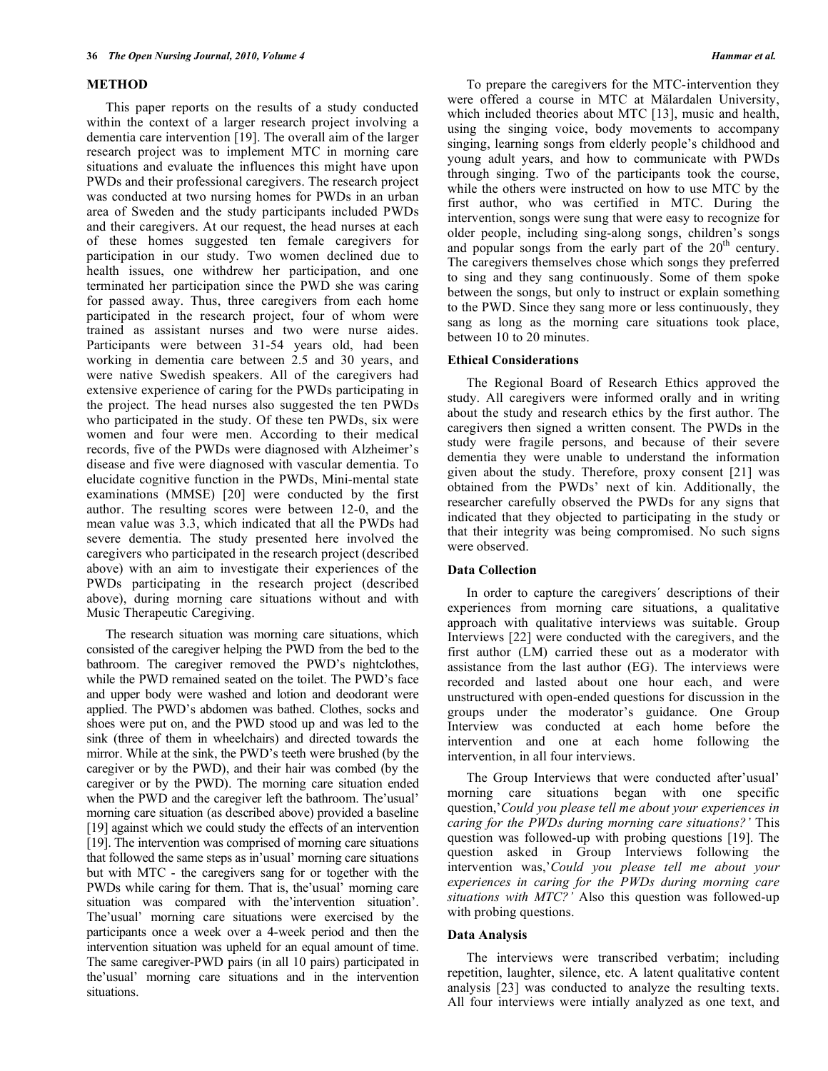## METHOD

This paper reports on the results of a study conducted within the context of a larger research project involving a dementia care intervention [19]. The overall aim of the larger research project was to implement MTC in morning care situations and evaluate the influences this might have upon PWDs and their professional caregivers. The research project was conducted at two nursing homes for PWDs in an urban area of Sweden and the study participants included PWDs and their caregivers. At our request, the head nurses at each of these homes suggested ten female caregivers for participation in our study. Two women declined due to health issues, one withdrew her participation, and one terminated her participation since the PWD she was caring for passed away. Thus, three caregivers from each home participated in the research project, four of whom were trained as assistant nurses and two were nurse aides. Participants were between 31-54 years old, had been working in dementia care between 2.5 and 30 years, and were native Swedish speakers. All of the caregivers had extensive experience of caring for the PWDs participating in the project. The head nurses also suggested the ten PWDs who participated in the study. Of these ten PWDs, six were women and four were men. According to their medical records, five of the PWDs were diagnosed with Alzheimer's disease and five were diagnosed with vascular dementia. To elucidate cognitive function in the PWDs, Mini-mental state examinations (MMSE) [20] were conducted by the first author. The resulting scores were between 12-0, and the mean value was 3.3, which indicated that all the PWDs had severe dementia. The study presented here involved the caregivers who participated in the research project (described above) with an aim to investigate their experiences of the PWDs participating in the research project (described above), during morning care situations without and with Music Therapeutic Caregiving.

The research situation was morning care situations, which consisted of the caregiver helping the PWD from the bed to the bathroom. The caregiver removed the PWD's nightclothes, while the PWD remained seated on the toilet. The PWD's face and upper body were washed and lotion and deodorant were applied. The PWD's abdomen was bathed. Clothes, socks and shoes were put on, and the PWD stood up and was led to the sink (three of them in wheelchairs) and directed towards the mirror. While at the sink, the PWD's teeth were brushed (by the caregiver or by the PWD), and their hair was combed (by the caregiver or by the PWD). The morning care situation ended when the PWD and the caregiver left the bathroom. The'usual' morning care situation (as described above) provided a baseline [19] against which we could study the effects of an intervention [19]. The intervention was comprised of morning care situations that followed the same steps as in'usual' morning care situations but with MTC - the caregivers sang for or together with the PWDs while caring for them. That is, the'usual' morning care situation was compared with the'intervention situation'. The'usual' morning care situations were exercised by the participants once a week over a 4-week period and then the intervention situation was upheld for an equal amount of time. The same caregiver-PWD pairs (in all 10 pairs) participated in the'usual' morning care situations and in the intervention situations.

To prepare the caregivers for the MTC-intervention they were offered a course in MTC at Mälardalen University, which included theories about MTC [13], music and health, using the singing voice, body movements to accompany singing, learning songs from elderly people's childhood and young adult years, and how to communicate with PWDs through singing. Two of the participants took the course, while the others were instructed on how to use MTC by the first author, who was certified in MTC. During the intervention, songs were sung that were easy to recognize for older people, including sing-along songs, children's songs and popular songs from the early part of the 20th century. The caregivers themselves chose which songs they preferred to sing and they sang continuously. Some of them spoke between the songs, but only to instruct or explain something to the PWD. Since they sang more or less continuously, they sang as long as the morning care situations took place, between 10 to 20 minutes.

### Ethical Considerations

The Regional Board of Research Ethics approved the study. All caregivers were informed orally and in writing about the study and research ethics by the first author. The caregivers then signed a written consent. The PWDs in the study were fragile persons, and because of their severe dementia they were unable to understand the information given about the study. Therefore, proxy consent [21] was obtained from the PWDs' next of kin. Additionally, the researcher carefully observed the PWDs for any signs that indicated that they objected to participating in the study or that their integrity was being compromised. No such signs were observed.

### Data Collection

In order to capture the caregivers´ descriptions of their experiences from morning care situations, a qualitative approach with qualitative interviews was suitable. Group Interviews [22] were conducted with the caregivers, and the first author (LM) carried these out as a moderator with assistance from the last author (EG). The interviews were recorded and lasted about one hour each, and were unstructured with open-ended questions for discussion in the groups under the moderator's guidance. One Group Interview was conducted at each home before the intervention and one at each home following the intervention, in all four interviews.

The Group Interviews that were conducted after'usual' morning care situations began with one specific question,'*Could you please tell me about your experiences in caring for the PWDs during morning care situations?'* This question was followed-up with probing questions [19]. The question asked in Group Interviews following the intervention was,'*Could you please tell me about your experiences in caring for the PWDs during morning care situations with MTC?'* Also this question was followed-up with probing questions.

### Data Analysis

The interviews were transcribed verbatim; including repetition, laughter, silence, etc. A latent qualitative content analysis [23] was conducted to analyze the resulting texts. All four interviews were intially analyzed as one text, and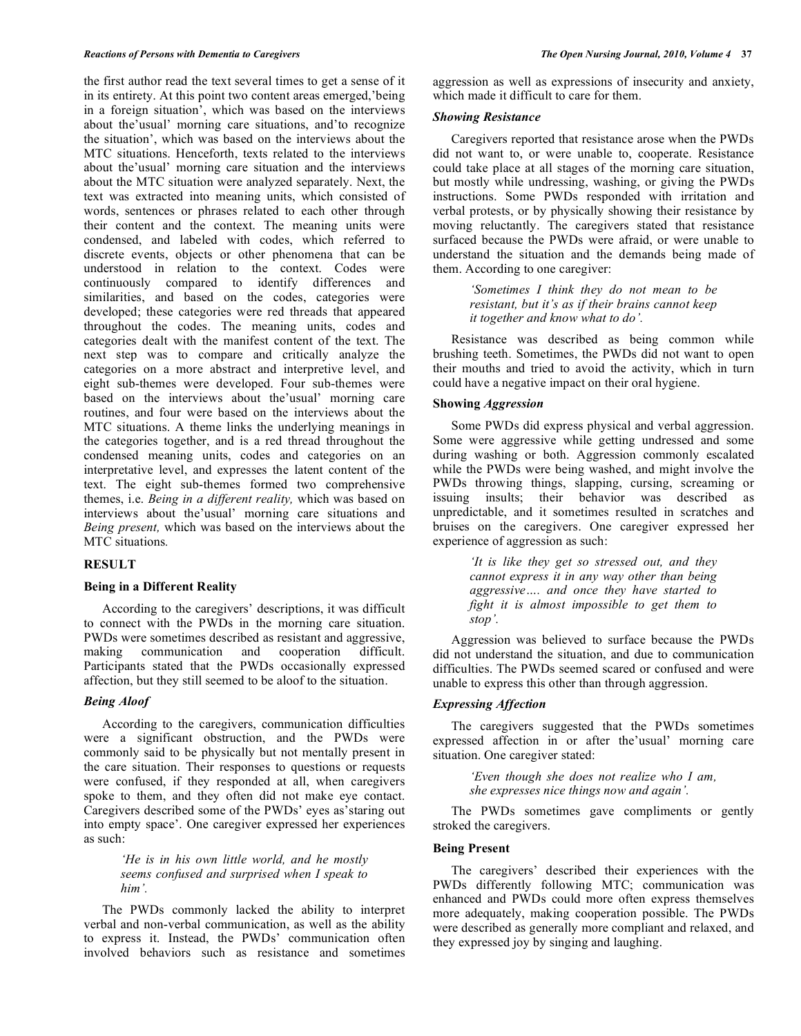the first author read the text several times to get a sense of it in its entirety. At this point two content areas emerged,'being in a foreign situation', which was based on the interviews about the'usual' morning care situations, and'to recognize the situation', which was based on the interviews about the MTC situations. Henceforth, texts related to the interviews about the'usual' morning care situation and the interviews about the MTC situation were analyzed separately. Next, the text was extracted into meaning units, which consisted of words, sentences or phrases related to each other through their content and the context. The meaning units were condensed, and labeled with codes, which referred to discrete events, objects or other phenomena that can be understood in relation to the context. Codes were continuously compared to identify differences and similarities, and based on the codes, categories were developed; these categories were red threads that appeared throughout the codes. The meaning units, codes and categories dealt with the manifest content of the text. The next step was to compare and critically analyze the categories on a more abstract and interpretive level, and eight sub-themes were developed. Four sub-themes were based on the interviews about the'usual' morning care routines, and four were based on the interviews about the MTC situations. A theme links the underlying meanings in the categories together, and is a red thread throughout the condensed meaning units, codes and categories on an interpretative level, and expresses the latent content of the text. The eight sub-themes formed two comprehensive themes, i.e. *Being in a different reality,* which was based on interviews about the'usual' morning care situations and *Being present,* which was based on the interviews about the MTC situations.

## RESULT

### Being in a Different Reality

According to the caregivers' descriptions, it was difficult to connect with the PWDs in the morning care situation. PWDs were sometimes described as resistant and aggressive, making communication and cooperation difficult. Participants stated that the PWDs occasionally expressed affection, but they still seemed to be aloof to the situation.

#### *Being Aloof*

According to the caregivers, communication difficulties were a significant obstruction, and the PWDs were commonly said to be physically but not mentally present in the care situation. Their responses to questions or requests were confused, if they responded at all, when caregivers spoke to them, and they often did not make eye contact. Caregivers described some of the PWDs' eyes as'staring out into empty space'. One caregiver expressed her experiences as such:

> *'He is in his own little world, and he mostly seems confused and surprised when I speak to him'.*

The PWDs commonly lacked the ability to interpret verbal and non-verbal communication, as well as the ability to express it. Instead, the PWDs' communication often involved behaviors such as resistance and sometimes aggression as well as expressions of insecurity and anxiety, which made it difficult to care for them.

#### *Showing Resistance*

Caregivers reported that resistance arose when the PWDs did not want to, or were unable to, cooperate. Resistance could take place at all stages of the morning care situation, but mostly while undressing, washing, or giving the PWDs instructions. Some PWDs responded with irritation and verbal protests, or by physically showing their resistance by moving reluctantly. The caregivers stated that resistance surfaced because the PWDs were afraid, or were unable to understand the situation and the demands being made of them. According to one caregiver:

> *'Sometimes I think they do not mean to be resistant, but it's as if their brains cannot keep it together and know what to do'.*

Resistance was described as being common while brushing teeth. Sometimes, the PWDs did not want to open their mouths and tried to avoid the activity, which in turn could have a negative impact on their oral hygiene.

#### **Showing** ***Aggression***

Some PWDs did express physical and verbal aggression. Some were aggressive while getting undressed and some during washing or both. Aggression commonly escalated while the PWDs were being washed, and might involve the PWDs throwing things, slapping, cursing, screaming or issuing insults; their behavior was described as unpredictable, and it sometimes resulted in scratches and bruises on the caregivers. One caregiver expressed her experience of aggression as such:

> *'It is like they get so stressed out, and they cannot express it in any way other than being aggressive…. and once they have started to fight it is almost impossible to get them to stop'.*

Aggression was believed to surface because the PWDs did not understand the situation, and due to communication difficulties. The PWDs seemed scared or confused and were unable to express this other than through aggression.

#### *Expressing Affection*

The caregivers suggested that the PWDs sometimes expressed affection in or after the'usual' morning care situation. One caregiver stated:

> *'Even though she does not realize who I am, she expresses nice things now and again'.*

The PWDs sometimes gave compliments or gently stroked the caregivers.

### Being Present

The caregivers' described their experiences with the PWDs differently following MTC; communication was enhanced and PWDs could more often express themselves more adequately, making cooperation possible. The PWDs were described as generally more compliant and relaxed, and they expressed joy by singing and laughing.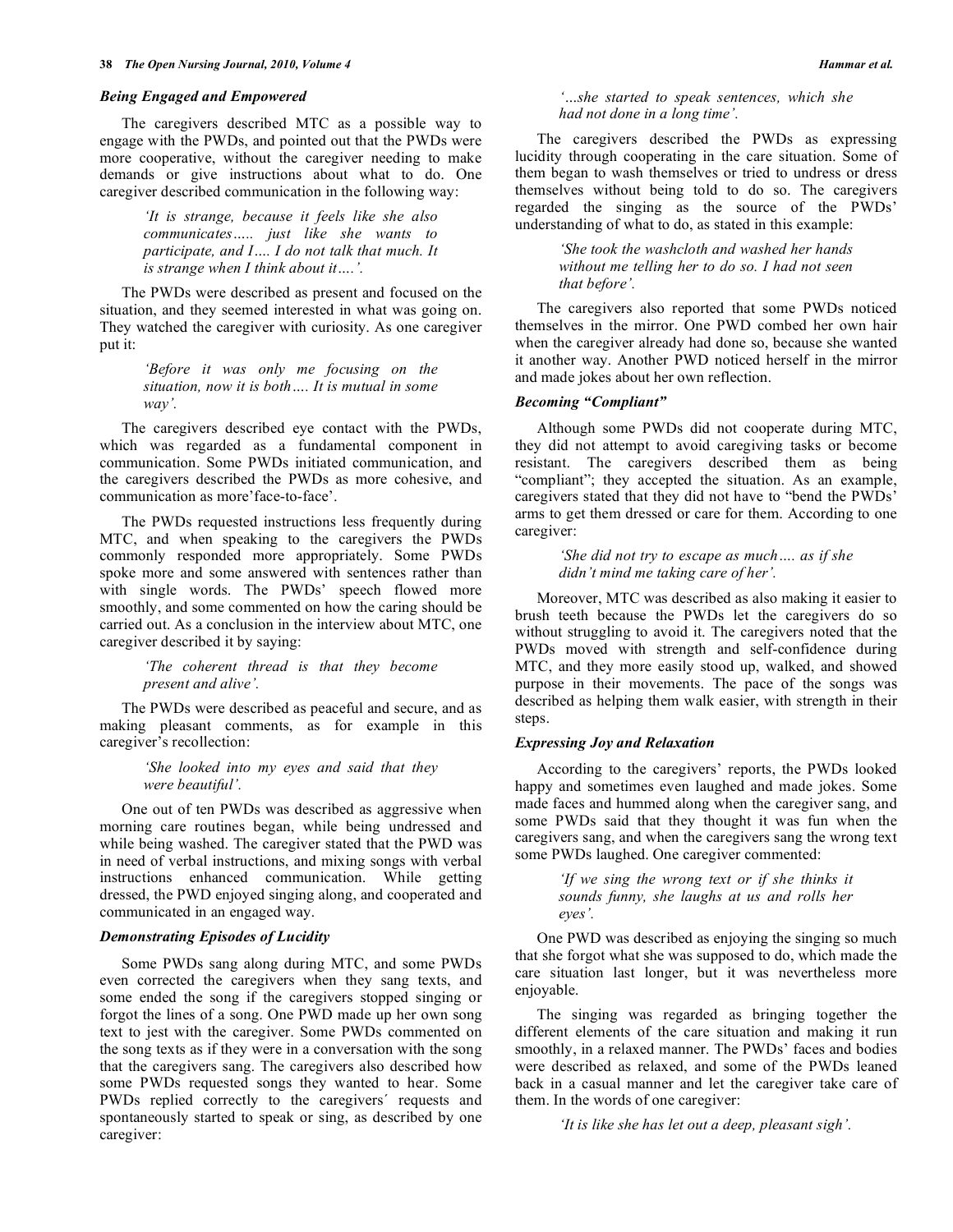### *Being Engaged and Empowered*

The caregivers described MTC as a possible way to engage with the PWDs, and pointed out that the PWDs were more cooperative, without the caregiver needing to make demands or give instructions about what to do. One caregiver described communication in the following way:

> *'It is strange, because it feels like she also communicates….. just like she wants to participate, and I…. I do not talk that much. It is strange when I think about it….'.*

The PWDs were described as present and focused on the situation, and they seemed interested in what was going on. They watched the caregiver with curiosity. As one caregiver put it:

> *'Before it was only me focusing on the situation, now it is both…. It is mutual in some way'.*

The caregivers described eye contact with the PWDs, which was regarded as a fundamental component in communication. Some PWDs initiated communication, and the caregivers described the PWDs as more cohesive, and communication as more'face-to-face'.

The PWDs requested instructions less frequently during MTC, and when speaking to the caregivers the PWDs commonly responded more appropriately. Some PWDs spoke more and some answered with sentences rather than with single words. The PWDs' speech flowed more smoothly, and some commented on how the caring should be carried out. As a conclusion in the interview about MTC, one caregiver described it by saying:

> *'The coherent thread is that they become present and alive'.*

The PWDs were described as peaceful and secure, and as making pleasant comments, as for example in this caregiver's recollection:

> *'She looked into my eyes and said that they were beautiful'.*

One out of ten PWDs was described as aggressive when morning care routines began, while being undressed and while being washed. The caregiver stated that the PWD was in need of verbal instructions, and mixing songs with verbal instructions enhanced communication. While getting dressed, the PWD enjoyed singing along, and cooperated and communicated in an engaged way.

### *Demonstrating Episodes of Lucidity*

Some PWDs sang along during MTC, and some PWDs even corrected the caregivers when they sang texts, and some ended the song if the caregivers stopped singing or forgot the lines of a song. One PWD made up her own song text to jest with the caregiver. Some PWDs commented on the song texts as if they were in a conversation with the song that the caregivers sang. The caregivers also described how some PWDs requested songs they wanted to hear. Some PWDs replied correctly to the caregivers´ requests and spontaneously started to speak or sing, as described by one caregiver:

> *'…she started to speak sentences, which she had not done in a long time'.*

The caregivers described the PWDs as expressing lucidity through cooperating in the care situation. Some of them began to wash themselves or tried to undress or dress themselves without being told to do so. The caregivers regarded the singing as the source of the PWDs' understanding of what to do, as stated in this example:

> *'She took the washcloth and washed her hands without me telling her to do so. I had not seen that before'.*

The caregivers also reported that some PWDs noticed themselves in the mirror. One PWD combed her own hair when the caregiver already had done so, because she wanted it another way. Another PWD noticed herself in the mirror and made jokes about her own reflection.

### *Becoming "Compliant"*

Although some PWDs did not cooperate during MTC, they did not attempt to avoid caregiving tasks or become resistant. The caregivers described them as being "compliant"; they accepted the situation. As an example, caregivers stated that they did not have to "bend the PWDs' arms to get them dressed or care for them. According to one caregiver:

> *'She did not try to escape as much…. as if she didn't mind me taking care of her'.*

Moreover, MTC was described as also making it easier to brush teeth because the PWDs let the caregivers do so without struggling to avoid it. The caregivers noted that the PWDs moved with strength and self-confidence during MTC, and they more easily stood up, walked, and showed purpose in their movements. The pace of the songs was described as helping them walk easier, with strength in their steps.

### *Expressing Joy and Relaxation*

According to the caregivers' reports, the PWDs looked happy and sometimes even laughed and made jokes. Some made faces and hummed along when the caregiver sang, and some PWDs said that they thought it was fun when the caregivers sang, and when the caregivers sang the wrong text some PWDs laughed. One caregiver commented:

> *'If we sing the wrong text or if she thinks it sounds funny, she laughs at us and rolls her eyes'.*

One PWD was described as enjoying the singing so much that she forgot what she was supposed to do, which made the care situation last longer, but it was nevertheless more enjoyable.

The singing was regarded as bringing together the different elements of the care situation and making it run smoothly, in a relaxed manner. The PWDs' faces and bodies were described as relaxed, and some of the PWDs leaned back in a casual manner and let the caregiver take care of them. In the words of one caregiver:

> *'It is like she has let out a deep, pleasant sigh'.*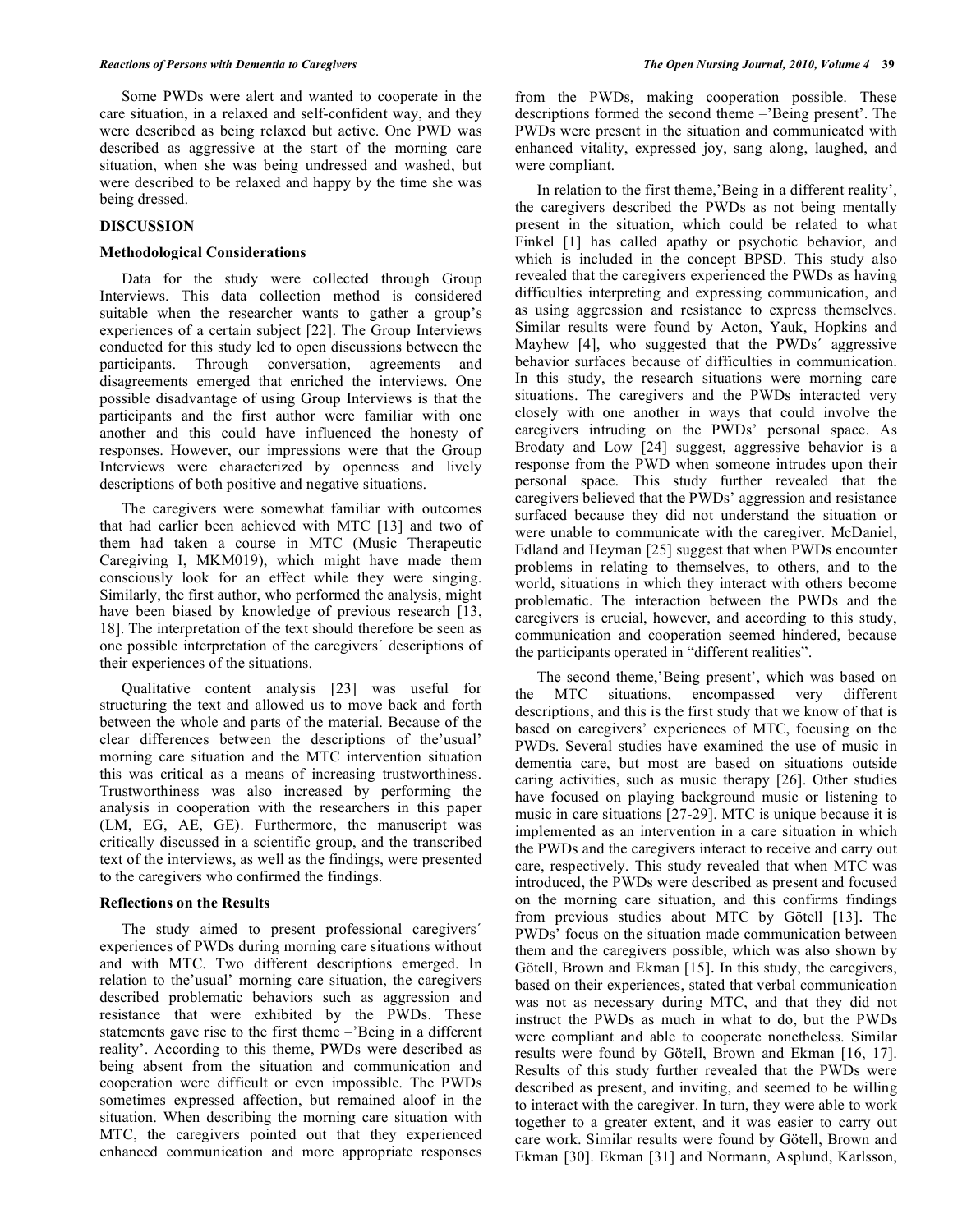Some PWDs were alert and wanted to cooperate in the care situation, in a relaxed and self-confident way, and they were described as being relaxed but active. One PWD was described as aggressive at the start of the morning care situation, when she was being undressed and washed, but were described to be relaxed and happy by the time she was being dressed.

## DISCUSSION

### Methodological Considerations

Data for the study were collected through Group Interviews. This data collection method is considered suitable when the researcher wants to gather a group's experiences of a certain subject [22]. The Group Interviews conducted for this study led to open discussions between the participants. Through conversation, agreements and disagreements emerged that enriched the interviews. One possible disadvantage of using Group Interviews is that the participants and the first author were familiar with one another and this could have influenced the honesty of responses. However, our impressions were that the Group Interviews were characterized by openness and lively descriptions of both positive and negative situations.

The caregivers were somewhat familiar with outcomes that had earlier been achieved with MTC [13] and two of them had taken a course in MTC (Music Therapeutic Caregiving I, MKM019), which might have made them consciously look for an effect while they were singing. Similarly, the first author, who performed the analysis, might have been biased by knowledge of previous research [13, 18]. The interpretation of the text should therefore be seen as one possible interpretation of the caregivers´ descriptions of their experiences of the situations.

Qualitative content analysis [23] was useful for structuring the text and allowed us to move back and forth between the whole and parts of the material. Because of the clear differences between the descriptions of the'usual' morning care situation and the MTC intervention situation this was critical as a means of increasing trustworthiness. Trustworthiness was also increased by performing the analysis in cooperation with the researchers in this paper (LM, EG, AE, GE). Furthermore, the manuscript was critically discussed in a scientific group, and the transcribed text of the interviews, as well as the findings, were presented to the caregivers who confirmed the findings.

### Reflections on the Results

The study aimed to present professional caregivers´ experiences of PWDs during morning care situations without and with MTC. Two different descriptions emerged. In relation to the'usual' morning care situation, the caregivers described problematic behaviors such as aggression and resistance that were exhibited by the PWDs. These statements gave rise to the first theme –'Being in a different reality'. According to this theme, PWDs were described as being absent from the situation and communication and cooperation were difficult or even impossible. The PWDs sometimes expressed affection, but remained aloof in the situation. When describing the morning care situation with MTC, the caregivers pointed out that they experienced enhanced communication and more appropriate responses from the PWDs, making cooperation possible. These descriptions formed the second theme –'Being present'. The PWDs were present in the situation and communicated with enhanced vitality, expressed joy, sang along, laughed, and were compliant.

In relation to the first theme,'Being in a different reality', the caregivers described the PWDs as not being mentally present in the situation, which could be related to what Finkel [1] has called apathy or psychotic behavior, and which is included in the concept BPSD. This study also revealed that the caregivers experienced the PWDs as having difficulties interpreting and expressing communication, and as using aggression and resistance to express themselves. Similar results were found by Acton, Yauk, Hopkins and Mayhew [4], who suggested that the PWDs´ aggressive behavior surfaces because of difficulties in communication. In this study, the research situations were morning care situations. The caregivers and the PWDs interacted very closely with one another in ways that could involve the caregivers intruding on the PWDs' personal space. As Brodaty and Low [24] suggest, aggressive behavior is a response from the PWD when someone intrudes upon their personal space. This study further revealed that the caregivers believed that the PWDs' aggression and resistance surfaced because they did not understand the situation or were unable to communicate with the caregiver. McDaniel, Edland and Heyman [25] suggest that when PWDs encounter problems in relating to themselves, to others, and to the world, situations in which they interact with others become problematic. The interaction between the PWDs and the caregivers is crucial, however, and according to this study, communication and cooperation seemed hindered, because the participants operated in "different realities".

The second theme,'Being present', which was based on the MTC situations, encompassed very different descriptions, and this is the first study that we know of that is based on caregivers' experiences of MTC, focusing on the PWDs. Several studies have examined the use of music in dementia care, but most are based on situations outside caring activities, such as music therapy [26]. Other studies have focused on playing background music or listening to music in care situations [27-29]. MTC is unique because it is implemented as an intervention in a care situation in which the PWDs and the caregivers interact to receive and carry out care, respectively. This study revealed that when MTC was introduced, the PWDs were described as present and focused on the morning care situation, and this confirms findings from previous studies about MTC by Götell [13]. The PWDs' focus on the situation made communication between them and the caregivers possible, which was also shown by Götell, Brown and Ekman [15]. In this study, the caregivers, based on their experiences, stated that verbal communication was not as necessary during MTC, and that they did not instruct the PWDs as much in what to do, but the PWDs were compliant and able to cooperate nonetheless. Similar results were found by Götell, Brown and Ekman [16, 17]. Results of this study further revealed that the PWDs were described as present, and inviting, and seemed to be willing to interact with the caregiver. In turn, they were able to work together to a greater extent, and it was easier to carry out care work. Similar results were found by Götell, Brown and Ekman [30]. Ekman [31] and Normann, Asplund, Karlsson,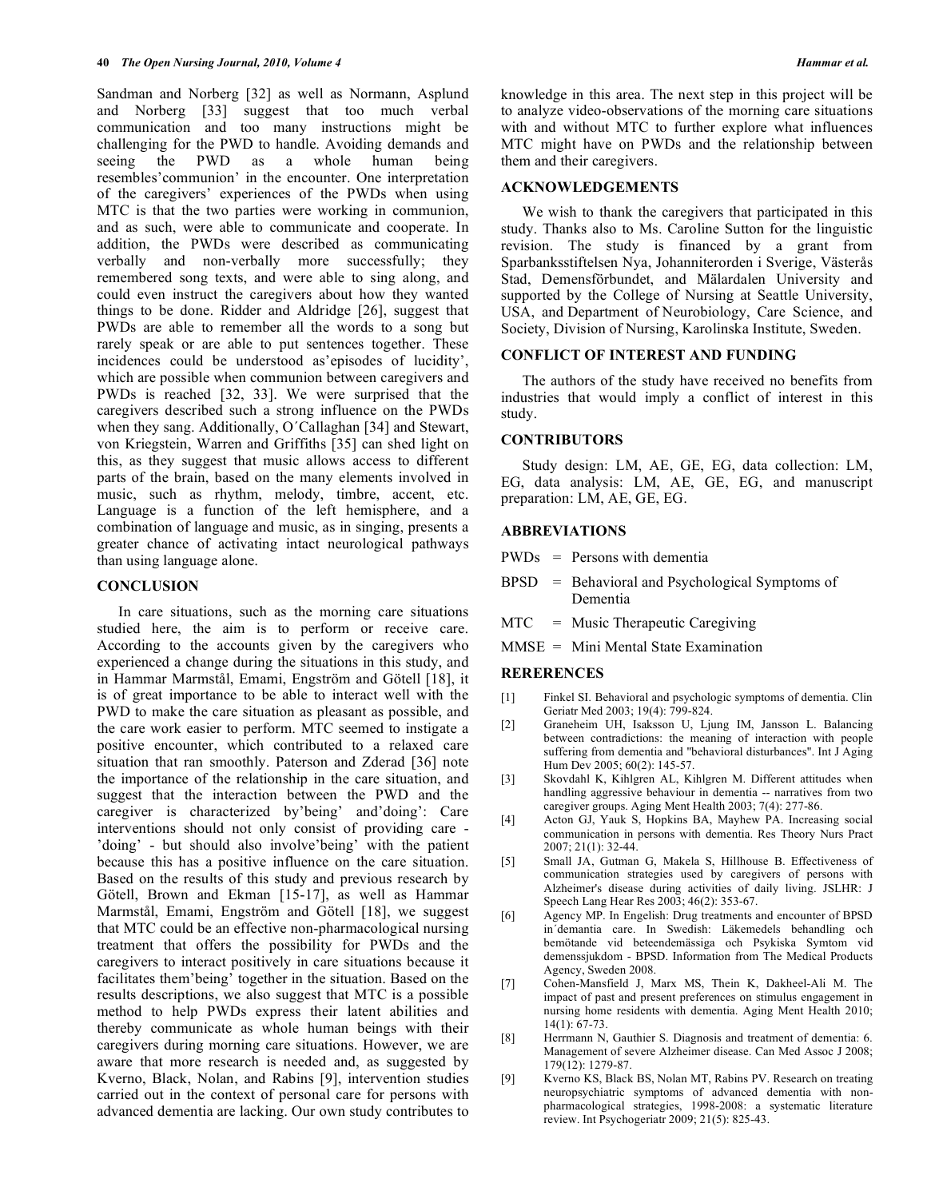Sandman and Norberg [32] as well as Normann, Asplund and Norberg [33] suggest that too much verbal communication and too many instructions might be challenging for the PWD to handle. Avoiding demands and seeing the PWD as a whole human being resembles'communion' in the encounter. One interpretation of the caregivers' experiences of the PWDs when using MTC is that the two parties were working in communion, and as such, were able to communicate and cooperate. In addition, the PWDs were described as communicating verbally and non-verbally more successfully; they remembered song texts, and were able to sing along, and could even instruct the caregivers about how they wanted things to be done. Ridder and Aldridge [26], suggest that PWDs are able to remember all the words to a song but rarely speak or are able to put sentences together. These incidences could be understood as'episodes of lucidity', which are possible when communion between caregivers and PWDs is reached [32, 33]. We were surprised that the caregivers described such a strong influence on the PWDs when they sang. Additionally, O´Callaghan [34] and Stewart, von Kriegstein, Warren and Griffiths [35] can shed light on this, as they suggest that music allows access to different parts of the brain, based on the many elements involved in music, such as rhythm, melody, timbre, accent, etc. Language is a function of the left hemisphere, and a combination of language and music, as in singing, presents a greater chance of activating intact neurological pathways than using language alone.

## CONCLUSION

In care situations, such as the morning care situations studied here, the aim is to perform or receive care. According to the accounts given by the caregivers who experienced a change during the situations in this study, and in Hammar Marmstål, Emami, Engström och Götell [18], it is of great importance to be able to interact well with the PWD to make the care situation as pleasant as possible, and the care work easier to perform. MTC seemed to instigate a positive encounter, which contributed to a relaxed care situation that ran smoothly. Paterson and Zderad [36] note the importance of the relationship in the care situation, and suggest that the interaction between the PWD and the caregiver is characterized by'being' and'doing': Care interventions should not only consist of providing care - 'doing' - but should also involve'being' with the patient because this has a positive influence on the care situation. Based on the results of this study and previous research by Götell, Brown and Ekman [15-17], as well as Hammar Marmstål, Emami, Engström and Götell [18], we suggest that MTC could be an effective non-pharmacological nursing treatment that offers the possibility for PWDs and the caregivers to interact positively in care situations because it facilitates them'being' together in the situation. Based on the results descriptions, we also suggest that MTC is a possible method to help PWDs express their latent abilities and thereby communicate as whole human beings with their caregivers during morning care situations. However, we are aware that more research is needed and, as suggested by Kverno, Black, Nolan, and Rabins [9], intervention studies carried out in the context of personal care for persons with advanced dementia are lacking. Our own study contributes to knowledge in this area. The next step in this project will be to analyze video-observations of the morning care situations with and without MTC to further explore what influences MTC might have on PWDs and the relationship between them and their caregivers.

## ACKNOWLEDGEMENTS

We wish to thank the caregivers that participated in this study. Thanks also to Ms. Caroline Sutton for the linguistic revision. The study is financed by a grant from Sparbanksstiftelsen Nya, Johanniterorden i Sverige, Västerås Stad, Demensförbundet, and Mälardalen University and supported by the College of Nursing at Seattle University, USA, and Department of Neurobiology, Care Science, and Society, Division of Nursing, Karolinska Institute, Sweden.

## CONFLICT OF INTEREST AND FUNDING

The authors of the study have received no benefits from industries that would imply a conflict of interest in this study.

## CONTRIBUTORS

Study design: LM, AE, GE, EG, data collection: LM, EG, data analysis: LM, AE, GE, EG, and manuscript preparation: LM, AE, GE, EG.

## ABBREVIATIONS

PWDs = Persons with dementia

BPSD = Behavioral and Psychological Symptoms of Dementia

MTC = Music Therapeutic Caregiving

MMSE = Mini Mental State Examination

## RERERENCES

[1] Finkel SI. Behavioral and psychologic symptoms of dementia. Clin Geriatr Med 2003; 19(4): 799-824.

[2] Graneheim UH, Isaksson U, Ljung IM, Jansson L. Balancing between contradictions: the meaning of interaction with people suffering from dementia and "behavioral disturbances". Int J Aging Hum Dev 2005; 60(2): 145-57.

[3] Skovdahl K, Kihlgren AL, Kihlgren M. Different attitudes when handling aggressive behaviour in dementia -- narratives from two caregiver groups. Aging Ment Health 2003; 7(4): 277-86.

[4] Acton GJ, Yauk S, Hopkins BA, Mayhew PA. Increasing social communication in persons with dementia. Res Theory Nurs Pract 2007; 21(1): 32-44.

[5] Small JA, Gutman G, Makela S, Hillhouse B. Effectiveness of communication strategies used by caregivers of persons with Alzheimer's disease during activities of daily living. JSLHR: J Speech Lang Hear Res 2003; 46(2): 353-67.

[6] Agency MP. In Engelish: Drug treatments and encounter of BPSD in´demantia care. In Swedish: Läkemedels behandling och bemötande vid beteendemässiga och Psykiska Symtom vid demenssjukdom - BPSD. Information from The Medical Products Agency, Sweden 2008.

[7] Cohen-Mansfield J, Marx MS, Thein K, Dakheel-Ali M. The impact of past and present preferences on stimulus engagement in nursing home residents with dementia. Aging Ment Health 2010; 14(1): 67-73.

[8] Herrmann N, Gauthier S. Diagnosis and treatment of dementia: 6. Management of severe Alzheimer disease. Can Med Assoc J 2008; 179(12): 1279-87.

[9] Kverno KS, Black BS, Nolan MT, Rabins PV. Research on treating neuropsychiatric symptoms of advanced dementia with non-pharmacological strategies, 1998-2008: a systematic literature review. Int Psychogeriatr 2009; 21(5): 825-43.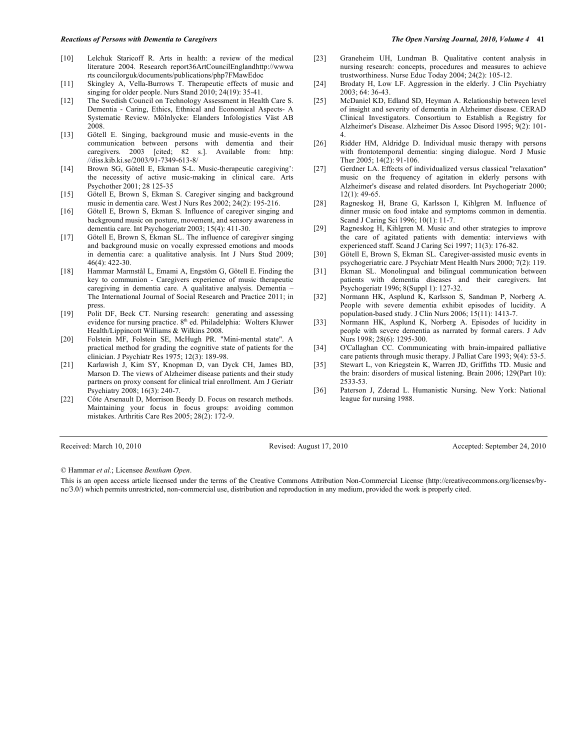[10] Lelchuk Staricoff R. Arts in health: a review of the medical literature 2004. Research report36ArtCouncilEnglandhttp://wwwa rts councilorguk/documents/publications/php7FMawEdoc

[11] Skingley A, Vella-Burrows T. Therapeutic effects of music and singing for older people. Nurs Stand 2010; 24(19): 35-41.

[12] The Swedish Council on Technology Assessment in Health Care S. Dementia - Caring, Ethics, Ethnical and Economical Aspects- A Systematic Review. Mölnlycke: Elanders Infologistics Väst AB 2008.

[13] Götell E. Singing, background music and music-events in the communication between persons with dementia and their caregivers. 2003 [cited; 82 s.]. Available from: http: //diss.kib.ki.se/2003/91-7349-613-8/

[14] Brown SG, Götell E, Ekman S-L. Music-therapeutic caregiving': the necessity of active music-making in clinical care. Arts Psychother 2001; 28 125-35

[15] Götell E, Brown S, Ekman S. Caregiver singing and background music in dementia care. West J Nurs Res 2002; 24(2): 195-216.

[16] Götell E, Brown S, Ekman S. Influence of caregiver singing and background music on posture, movement, and sensory awareness in dementia care. Int Psychogeriatr 2003; 15(4): 411-30.

[17] Götell E, Brown S, Ekman SL. The influence of caregiver singing and background music on vocally expressed emotions and moods in dementia care: a qualitative analysis. Int J Nurs Stud 2009; 46(4): 422-30.

[18] Hammar Marmstål L, Emami A, Engstöm G, Götell E. Finding the key to communion - Caregivers experience of music therapeutic caregiving in dementia care. A qualitative analysis. Dementia – The International Journal of Social Research and Practice 2011; in press.

[19] Polit DF, Beck CT. Nursing research: generating and assessing evidence for nursing practice. 8th ed. Philadelphia: Wolters Kluwer Health/Lippincott Williams & Wilkins 2008.

[20] Folstein MF, Folstein SE, McHugh PR. "Mini-mental state". A practical method for grading the cognitive state of patients for the clinician. J Psychiatr Res 1975; 12(3): 189-98.

[21] Karlawish J, Kim SY, Knopman D, van Dyck CH, James BD, Marson D. The views of Alzheimer disease patients and their study partners on proxy consent for clinical trial enrollment. Am J Geriatr Psychiatry 2008; 16(3): 240-7.

[22] Côte Arsenault D, Morrison Beedy D. Focus on research methods. Maintaining your focus in focus groups: avoiding common mistakes. Arthritis Care Res 2005; 28(2): 172-9.

[23] Graneheim UH, Lundman B. Qualitative content analysis in nursing research: concepts, procedures and measures to achieve trustworthiness. Nurse Educ Today 2004; 24(2): 105-12.

[24] Brodaty H, Low LF. Aggression in the elderly. J Clin Psychiatry 2003; 64: 36-43.

[25] McDaniel KD, Edland SD, Heyman A. Relationship between level of insight and severity of dementia in Alzheimer disease. CERAD Clinical Investigators. Consortium to Establish a Registry for Alzheimer's Disease. Alzheimer Dis Assoc Disord 1995; 9(2): 101-4.

[26] Ridder HM, Aldridge D. Individual music therapy with persons with frontotemporal dementia: singing dialogue. Nord J Music Ther 2005; 14(2): 91-106.

[27] Gerdner LA. Effects of individualized versus classical "relaxation" music on the frequency of agitation in elderly persons with Alzheimer's disease and related disorders. Int Psychogeriatr 2000; 12(1): 49-65.

[28] Ragneskog H, Brane G, Karlsson I, Kihlgren M. Influence of dinner music on food intake and symptoms common in dementia. Scand J Caring Sci 1996; 10(1): 11-7.

[29] Ragneskog H, Kihlgren M. Music and other strategies to improve the care of agitated patients with dementia: interviews with experienced staff. Scand J Caring Sci 1997; 11(3): 176-82.

[30] Götell E, Brown S, Ekman SL. Caregiver-assisted music events in psychogeriatric care. J Psychiatr Ment Health Nurs 2000; 7(2): 119.

[31] Ekman SL. Monolingual and bilingual communication between patients with dementia diseases and their caregivers. Int Psychogeriatr 1996; 8(Suppl 1): 127-32.

[32] Normann HK, Asplund K, Karlsson S, Sandman P, Norberg A. People with severe dementia exhibit episodes of lucidity. A population-based study. J Clin Nurs 2006; 15(11): 1413-7.

[33] Normann HK, Asplund K, Norberg A. Episodes of lucidity in people with severe dementia as narrated by formal carers. J Adv Nurs 1998; 28(6): 1295-300.

[34] O'Callaghan CC. Communicating with brain-impaired palliative care patients through music therapy. J Palliat Care 1993; 9(4): 53-5.

[35] Stewart L, von Kriegstein K, Warren JD, Griffiths TD. Music and the brain: disorders of musical listening. Brain 2006; 129(Part 10): 2533-53.

[36] Paterson J, Zderad L. Humanistic Nursing. New York: National league for nursing 1988.

Received: March 10, 2010 Revised: August 17, 2010 Accepted: September 24, 2010

© Hammar *et al.*; Licensee *Bentham Open*.

This is an open access article licensed under the terms of the Creative Commons Attribution Non-Commercial License (http://creativecommons.org/licenses/by-nc/3.0/) which permits unrestricted, non-commercial use, distribution and reproduction in any medium, provided the work is properly cited.